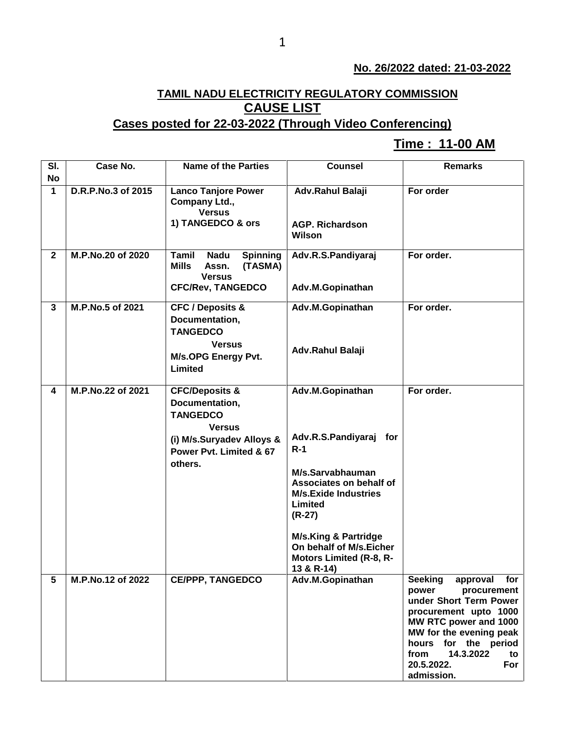**No. 26/2022 dated: 21-03-2022**

## TAMIL NADU ELECTRICITY REGULATORY COMMISSION

# CAUSE LIST

## Cases posted for 22-03-2022 (Through Video Conferencing)

**Time : 11-00 AM**

| Sl. No | Case No. | Name of the Parties | Counsel | Remarks |
|---|---|---|---|---|
| 1 | D.R.P.No.3 of 2015 | Lanco Tanjore Power Company Ltd., Versus 1) TANGEDCO & ors | Adv.Rahul Balaji<br><br>AGP. Richardson Wilson | For order |
| 2 | M.P.No.20 of 2020 | Tamil Nadu Spinning Mills Assn. (TASMA) Versus CFC/Rev, TANGEDCO | Adv.R.S.Pandiyaraj<br><br>Adv.M.Gopinathan | For order. |
| 3 | M.P.No.5 of 2021 | CFC / Deposits & Documentation, TANGEDCO Versus M/s.OPG Energy Pvt. Limited | Adv.M.Gopinathan<br><br>Adv.Rahul Balaji | For order. |
| 4 | M.P.No.22 of 2021 | CFC/Deposits & Documentation, TANGEDCO Versus (i) M/s.Suryadev Alloys & Power Pvt. Limited & 67 others. | Adv.M.Gopinathan<br><br>Adv.R.S.Pandiyaraj for R-1<br><br>M/s.Sarvabhauman Associates on behalf of M/s.Exide Industries Limited (R-27)<br><br>M/s.King & Partridge On behalf of M/s.Eicher Motors Limited (R-8, R-13 & R-14) | For order. |
| 5 | M.P.No.12 of 2022 | CE/PPP, TANGEDCO | Adv.M.Gopinathan | Seeking approval for power procurement under Short Term Power procurement upto 1000 MW RTC power and 1000 MW for the evening peak hours for the period from 14.3.2022 to 20.5.2022. For admission. |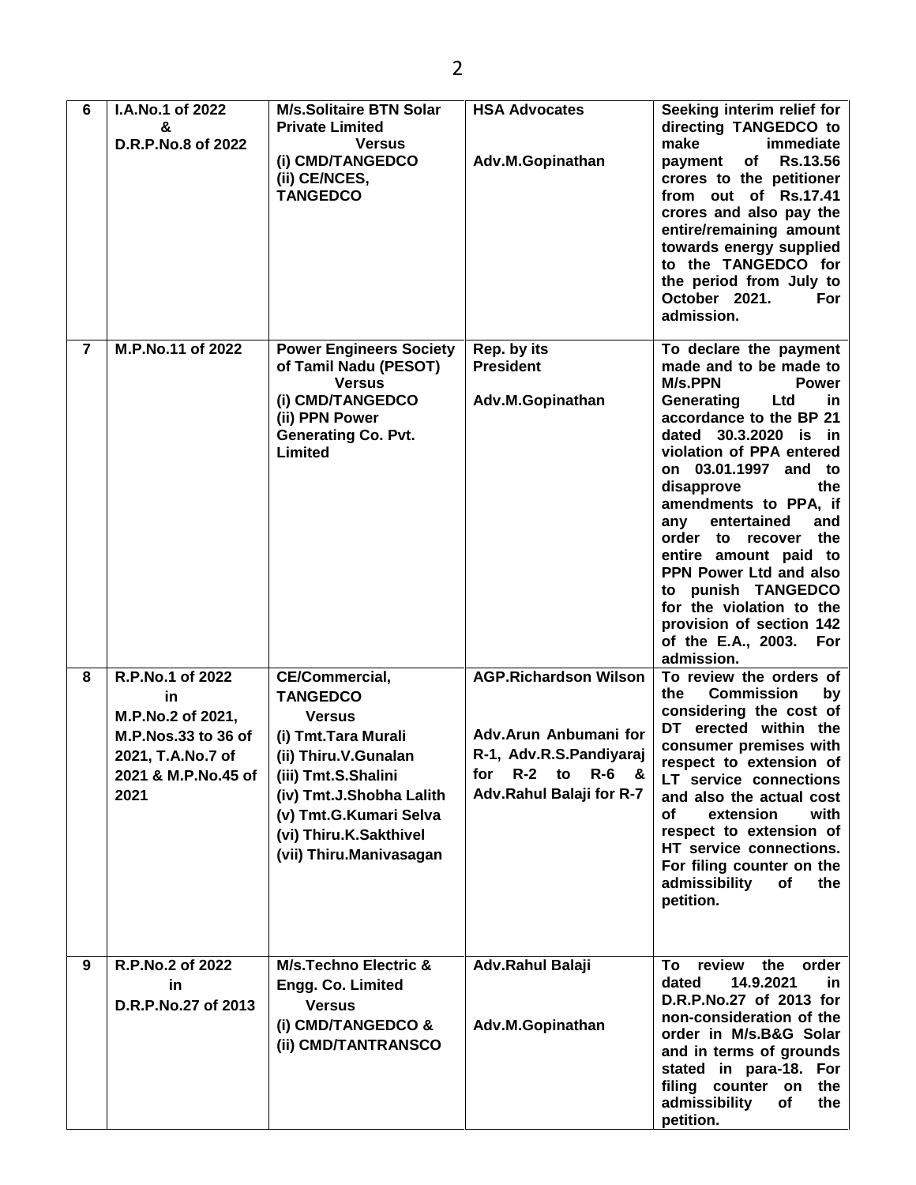| 6 | I.A.No.1 of 2022 & D.R.P.No.8 of 2022 | M/s.Solitaire BTN Solar Private Limited Versus (i) CMD/TANGEDCO (ii) CE/NCES, TANGEDCO | HSA Advocates<br><br>Adv.M.Gopinathan | Seeking interim relief for directing TANGEDCO to make immediate payment of Rs.13.56 crores to the petitioner from out of Rs.17.41 crores and also pay the entire/remaining amount towards energy supplied to the TANGEDCO for the period from July to October 2021. For admission. |
|---|---|---|---|---|
| 7 | M.P.No.11 of 2022 | Power Engineers Society of Tamil Nadu (PESOT) Versus (i) CMD/TANGEDCO (ii) PPN Power Generating Co. Pvt. Limited | Rep. by its President<br><br>Adv.M.Gopinathan | To declare the payment made and to be made to M/s.PPN Power Generating Ltd in accordance to the BP 21 dated 30.3.2020 is in violation of PPA entered on 03.01.1997 and to disapprove the amendments to PPA, if any entertained and order to recover the entire amount paid to PPN Power Ltd and also to punish TANGEDCO for the violation to the provision of section 142 of the E.A., 2003. For admission. |
| 8 | R.P.No.1 of 2022 in M.P.No.2 of 2021, M.P.Nos.33 to 36 of 2021, T.A.No.7 of 2021 & M.P.No.45 of 2021 | CE/Commercial, TANGEDCO Versus (i) Tmt.Tara Murali (ii) Thiru.V.Gunalan (iii) Tmt.S.Shalini (iv) Tmt.J.Shobha Lalith (v) Tmt.G.Kumari Selva (vi) Thiru.K.Sakthivel (vii) Thiru.Manivasagan | AGP.Richardson Wilson<br><br>Adv.Arun Anbumani for R-1, Adv.R.S.Pandiyaraj for R-2 to R-6 & Adv.Rahul Balaji for R-7 | To review the orders of the Commission by considering the cost of DT erected within the consumer premises with respect to extension of LT service connections and also the actual cost of extension with respect to extension of HT service connections. For filing counter on the admissibility of the petition. |
| 9 | R.P.No.2 of 2022 in D.R.P.No.27 of 2013 | M/s.Techno Electric & Engg. Co. Limited Versus (i) CMD/TANGEDCO & (ii) CMD/TANTRANSCO | Adv.Rahul Balaji<br><br>Adv.M.Gopinathan | To review the order dated 14.9.2021 in D.R.P.No.27 of 2013 for non-consideration of the order in M/s.B&G Solar and in terms of grounds stated in para-18. For filing counter on the admissibility of the petition. |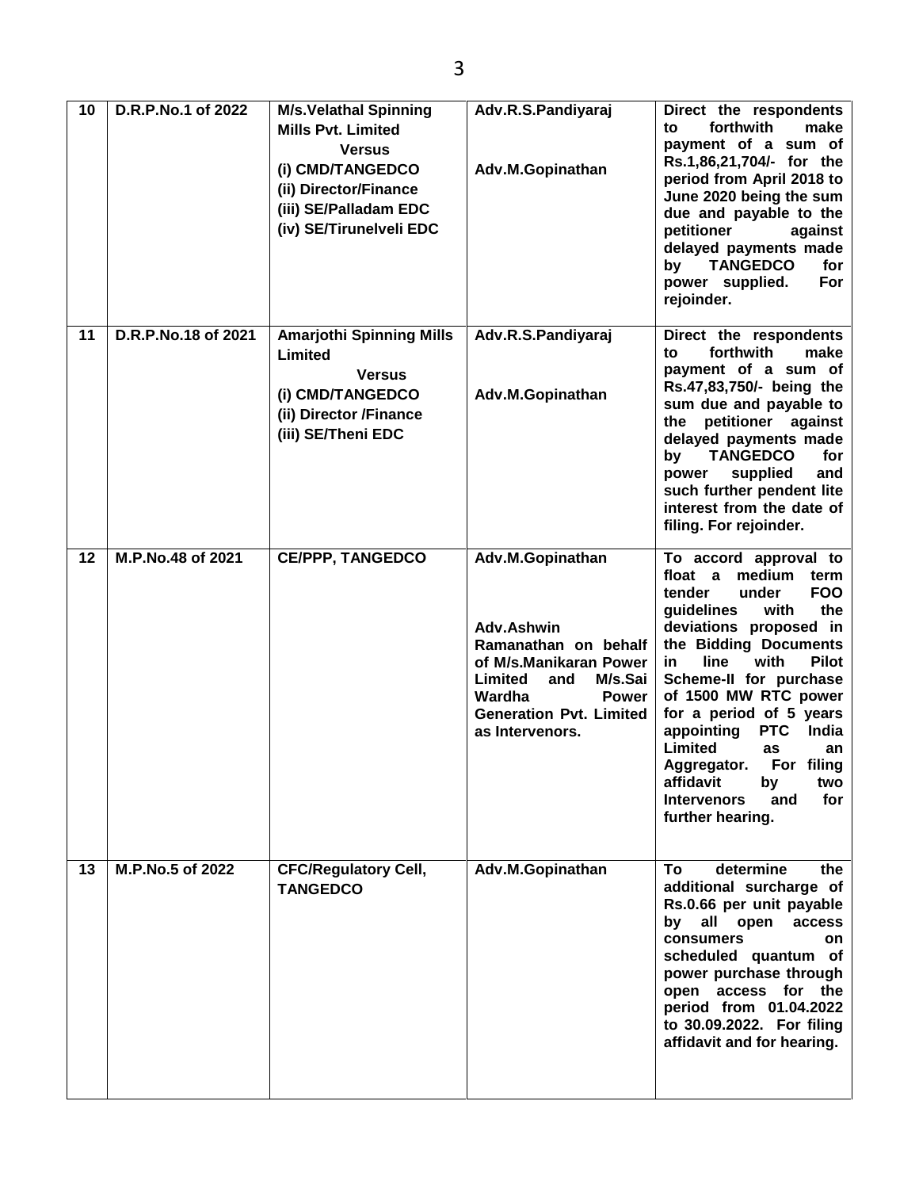| 10 | D.R.P.No.1 of 2022 | M/s.Velathal Spinning Mills Pvt. Limited<br>Versus<br>(i) CMD/TANGEDCO<br>(ii) Director/Finance<br>(iii) SE/Palladam EDC<br>(iv) SE/Tirunelveli EDC | Adv.R.S.Pandiyaraj<br><br>Adv.M.Gopinathan | Direct the respondents to forthwith make payment of a sum of Rs.1,86,21,704/- for the period from April 2018 to June 2020 being the sum due and payable to the petitioner against delayed payments made by TANGEDCO for power supplied. For rejoinder. |
|---|---|---|---|---|
| 11 | D.R.P.No.18 of 2021 | Amarjothi Spinning Mills Limited<br>Versus<br>(i) CMD/TANGEDCO<br>(ii) Director /Finance<br>(iii) SE/Theni EDC | Adv.R.S.Pandiyaraj<br><br>Adv.M.Gopinathan | Direct the respondents to forthwith make payment of a sum of Rs.47,83,750/- being the sum due and payable to the petitioner against delayed payments made by TANGEDCO for power supplied and such further pendent lite interest from the date of filing. For rejoinder. |
| 12 | M.P.No.48 of 2021 | CE/PPP, TANGEDCO | Adv.M.Gopinathan<br><br>Adv.Ashwin Ramanathan on behalf of M/s.Manikaran Power Limited and M/s.Sai Wardha Power Generation Pvt. Limited as Intervenors. | To accord approval to float a medium term tender under FOO guidelines with the deviations proposed in the Bidding Documents in line with Pilot Scheme-II for purchase of 1500 MW RTC power for a period of 5 years appointing PTC India Limited as an Aggregator. For filing affidavit by two Intervenors and for further hearing. |
| 13 | M.P.No.5 of 2022 | CFC/Regulatory Cell, TANGEDCO | Adv.M.Gopinathan | To determine the additional surcharge of Rs.0.66 per unit payable by all open access consumers on scheduled quantum of power purchase through open access for the period from 01.04.2022 to 30.09.2022. For filing affidavit and for hearing. |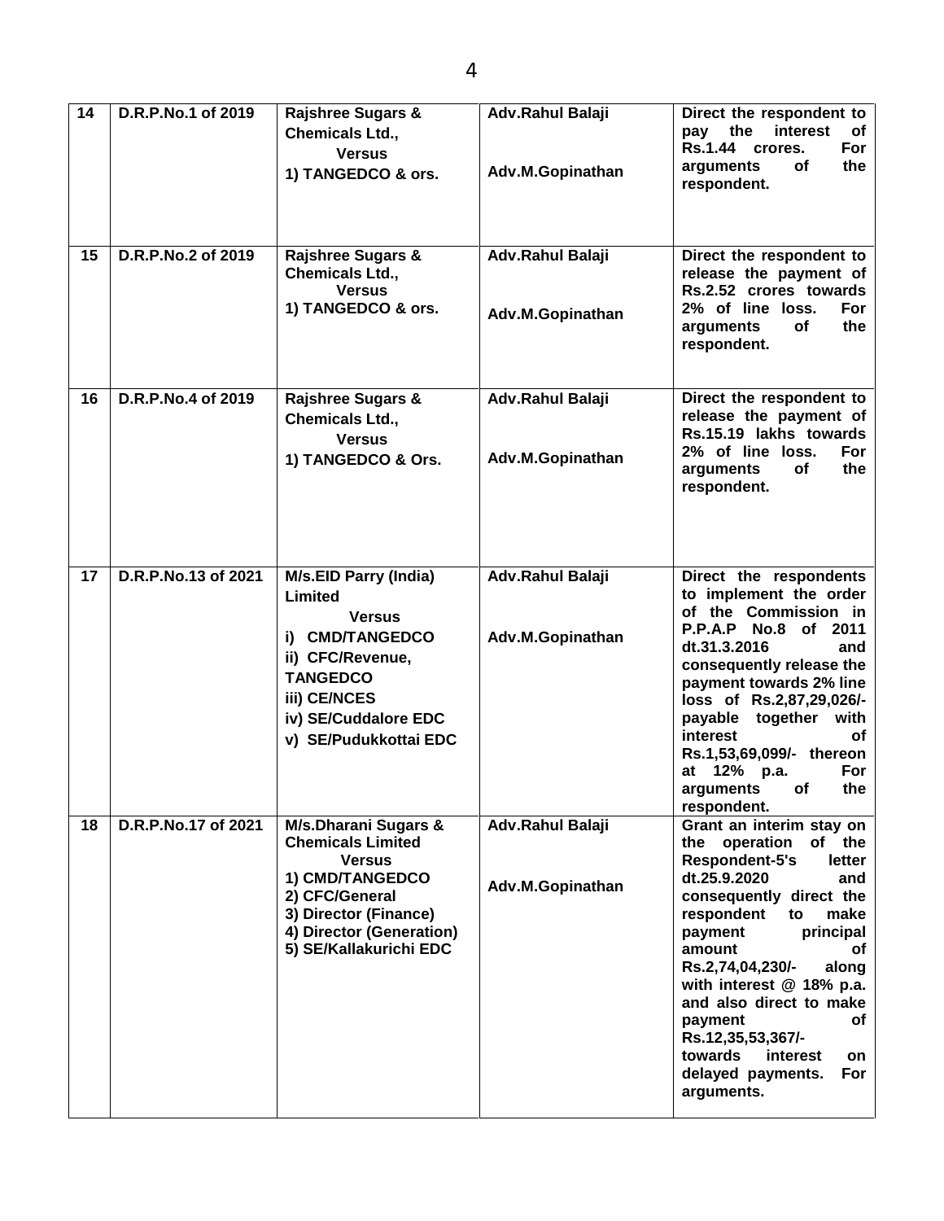| 14 | D.R.P.No.1 of 2019 | Rajshree Sugars & Chemicals Ltd., Versus 1) TANGEDCO & ors. | Adv.Rahul Balaji<br><br>Adv.M.Gopinathan | Direct the respondent to pay the interest of Rs.1.44 crores. For arguments of the respondent. |
|---|---|---|---|---|
| 15 | D.R.P.No.2 of 2019 | Rajshree Sugars & Chemicals Ltd., Versus 1) TANGEDCO & ors. | Adv.Rahul Balaji<br><br>Adv.M.Gopinathan | Direct the respondent to release the payment of Rs.2.52 crores towards 2% of line loss. For arguments of the respondent. |
| 16 | D.R.P.No.4 of 2019 | Rajshree Sugars & Chemicals Ltd., Versus 1) TANGEDCO & Ors. | Adv.Rahul Balaji<br><br>Adv.M.Gopinathan | Direct the respondent to release the payment of Rs.15.19 lakhs towards 2% of line loss. For arguments of the respondent. |
| 17 | D.R.P.No.13 of 2021 | M/s.EID Parry (India) Limited Versus i) CMD/TANGEDCO ii) CFC/Revenue, TANGEDCO iii) CE/NCES iv) SE/Cuddalore EDC v) SE/Pudukkottai EDC | Adv.Rahul Balaji<br><br>Adv.M.Gopinathan | Direct the respondents to implement the order of the Commission in P.P.A.P No.8 of 2011 dt.31.3.2016 and consequently release the payment towards 2% line loss of Rs.2,87,29,026/- payable together with interest of Rs.1,53,69,099/- thereon at 12% p.a. For arguments of the respondent. |
| 18 | D.R.P.No.17 of 2021 | M/s.Dharani Sugars & Chemicals Limited Versus 1) CMD/TANGEDCO 2) CFC/General 3) Director (Finance) 4) Director (Generation) 5) SE/Kallakurichi EDC | Adv.Rahul Balaji<br><br>Adv.M.Gopinathan | Grant an interim stay on the operation of the Respondent-5's letter dt.25.9.2020 and consequently direct the respondent to make payment principal amount of Rs.2,74,04,230/- along with interest @ 18% p.a. and also direct to make payment of Rs.12,35,53,367/- towards interest on delayed payments. For arguments. |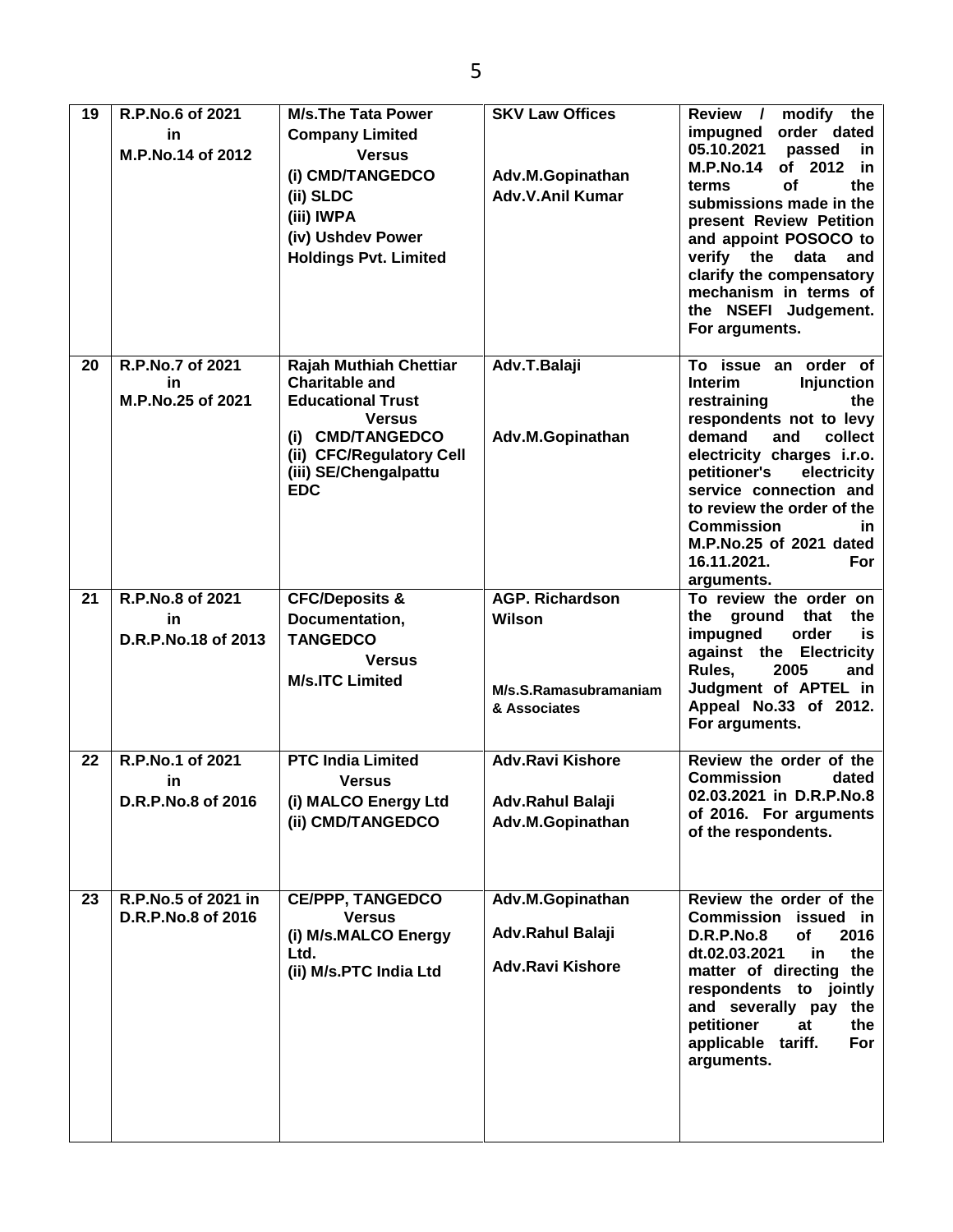| 19 | R.P.No.6 of 2021 in M.P.No.14 of 2012 | M/s.The Tata Power Company Limited Versus (i) CMD/TANGEDCO (ii) SLDC (iii) IWPA (iv) Ushdev Power Holdings Pvt. Limited | SKV Law Offices<br><br>Adv.M.Gopinathan<br>Adv.V.Anil Kumar | Review / modify the impugned order dated 05.10.2021 passed in M.P.No.14 of 2012 in terms of the submissions made in the present Review Petition and appoint POSOCO to verify the data and clarify the compensatory mechanism in terms of the NSEFI Judgement. For arguments. |
|---|---|---|---|---|
| 20 | R.P.No.7 of 2021 in M.P.No.25 of 2021 | Rajah Muthiah Chettiar Charitable and Educational Trust Versus (i) CMD/TANGEDCO (ii) CFC/Regulatory Cell (iii) SE/Chengalpattu EDC | Adv.T.Balaji<br><br>Adv.M.Gopinathan | To issue an order of Interim Injunction restraining the respondents not to levy demand and collect electricity charges i.r.o. petitioner's electricity service connection and to review the order of the Commission in M.P.No.25 of 2021 dated 16.11.2021. For arguments. |
| 21 | R.P.No.8 of 2021 in D.R.P.No.18 of 2013 | CFC/Deposits & Documentation, TANGEDCO Versus M/s.ITC Limited | AGP. Richardson Wilson<br><br>M/s.S.Ramasubramaniam & Associates | To review the order on the ground that the impugned order is against the Electricity Rules, 2005 and Judgment of APTEL in Appeal No.33 of 2012. For arguments. |
| 22 | R.P.No.1 of 2021 in D.R.P.No.8 of 2016 | PTC India Limited Versus (i) MALCO Energy Ltd (ii) CMD/TANGEDCO | Adv.Ravi Kishore<br><br>Adv.Rahul Balaji<br>Adv.M.Gopinathan | Review the order of the Commission dated 02.03.2021 in D.R.P.No.8 of 2016. For arguments of the respondents. |
| 23 | R.P.No.5 of 2021 in D.R.P.No.8 of 2016 | CE/PPP, TANGEDCO Versus (i) M/s.MALCO Energy Ltd. (ii) M/s.PTC India Ltd | Adv.M.Gopinathan<br><br>Adv.Rahul Balaji<br><br>Adv.Ravi Kishore | Review the order of the Commission issued in D.R.P.No.8 of 2016 dt.02.03.2021 in the matter of directing the respondents to jointly and severally pay the petitioner at the applicable tariff. For arguments. |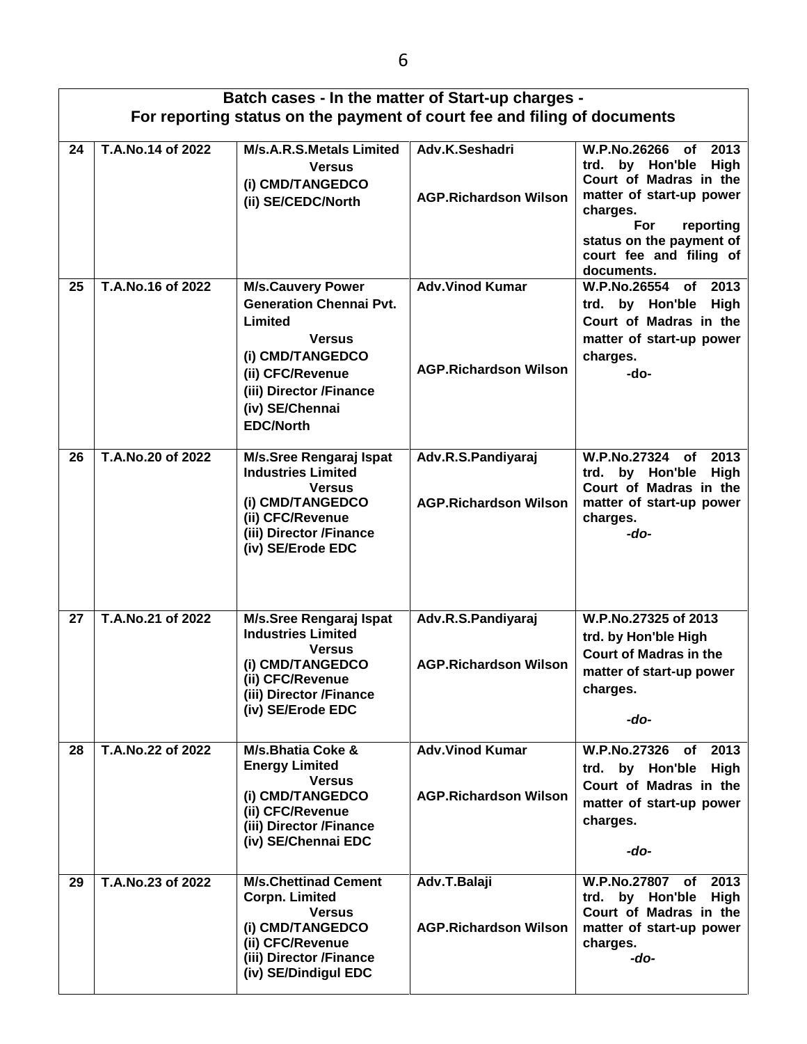| Batch cases - In the matter of Start-up charges - For reporting status on the payment of court fee and filing of documents | | | | |
|---|---|---|---|---|
| 24 | T.A.No.14 of 2022 | M/s.A.R.S.Metals Limited<br>Versus<br>(i) CMD/TANGEDCO<br>(ii) SE/CEDC/North | Adv.K.Seshadri<br><br>AGP.Richardson Wilson | W.P.No.26266 of 2013 trd. by Hon'ble High Court of Madras in the matter of start-up power charges.<br>For reporting status on the payment of court fee and filing of documents. |
| 25 | T.A.No.16 of 2022 | M/s.Cauvery Power Generation Chennai Pvt. Limited<br>Versus<br>(i) CMD/TANGEDCO<br>(ii) CFC/Revenue<br>(iii) Director /Finance<br>(iv) SE/Chennai EDC/North | Adv.Vinod Kumar<br><br>AGP.Richardson Wilson | W.P.No.26554 of 2013 trd. by Hon'ble High Court of Madras in the matter of start-up power charges.<br>-do- |
| 26 | T.A.No.20 of 2022 | M/s.Sree Rengaraj Ispat Industries Limited<br>Versus<br>(i) CMD/TANGEDCO<br>(ii) CFC/Revenue<br>(iii) Director /Finance<br>(iv) SE/Erode EDC | Adv.R.S.Pandiyaraj<br><br>AGP.Richardson Wilson | W.P.No.27324 of 2013 trd. by Hon'ble High Court of Madras in the matter of start-up power charges.<br>*-do-* |
| 27 | T.A.No.21 of 2022 | M/s.Sree Rengaraj Ispat Industries Limited<br>Versus<br>(i) CMD/TANGEDCO<br>(ii) CFC/Revenue<br>(iii) Director /Finance<br>(iv) SE/Erode EDC | Adv.R.S.Pandiyaraj<br><br>AGP.Richardson Wilson | W.P.No.27325 of 2013 trd. by Hon'ble High Court of Madras in the matter of start-up power charges.<br>*-do-* |
| 28 | T.A.No.22 of 2022 | M/s.Bhatia Coke & Energy Limited<br>Versus<br>(i) CMD/TANGEDCO<br>(ii) CFC/Revenue<br>(iii) Director /Finance<br>(iv) SE/Chennai EDC | Adv.Vinod Kumar<br><br>AGP.Richardson Wilson | W.P.No.27326 of 2013 trd. by Hon'ble High Court of Madras in the matter of start-up power charges.<br>*-do-* |
| 29 | T.A.No.23 of 2022 | M/s.Chettinad Cement Corpn. Limited<br>Versus<br>(i) CMD/TANGEDCO<br>(ii) CFC/Revenue<br>(iii) Director /Finance<br>(iv) SE/Dindigul EDC | Adv.T.Balaji<br><br>AGP.Richardson Wilson | W.P.No.27807 of 2013 trd. by Hon'ble High Court of Madras in the matter of start-up power charges.<br>*-do-* |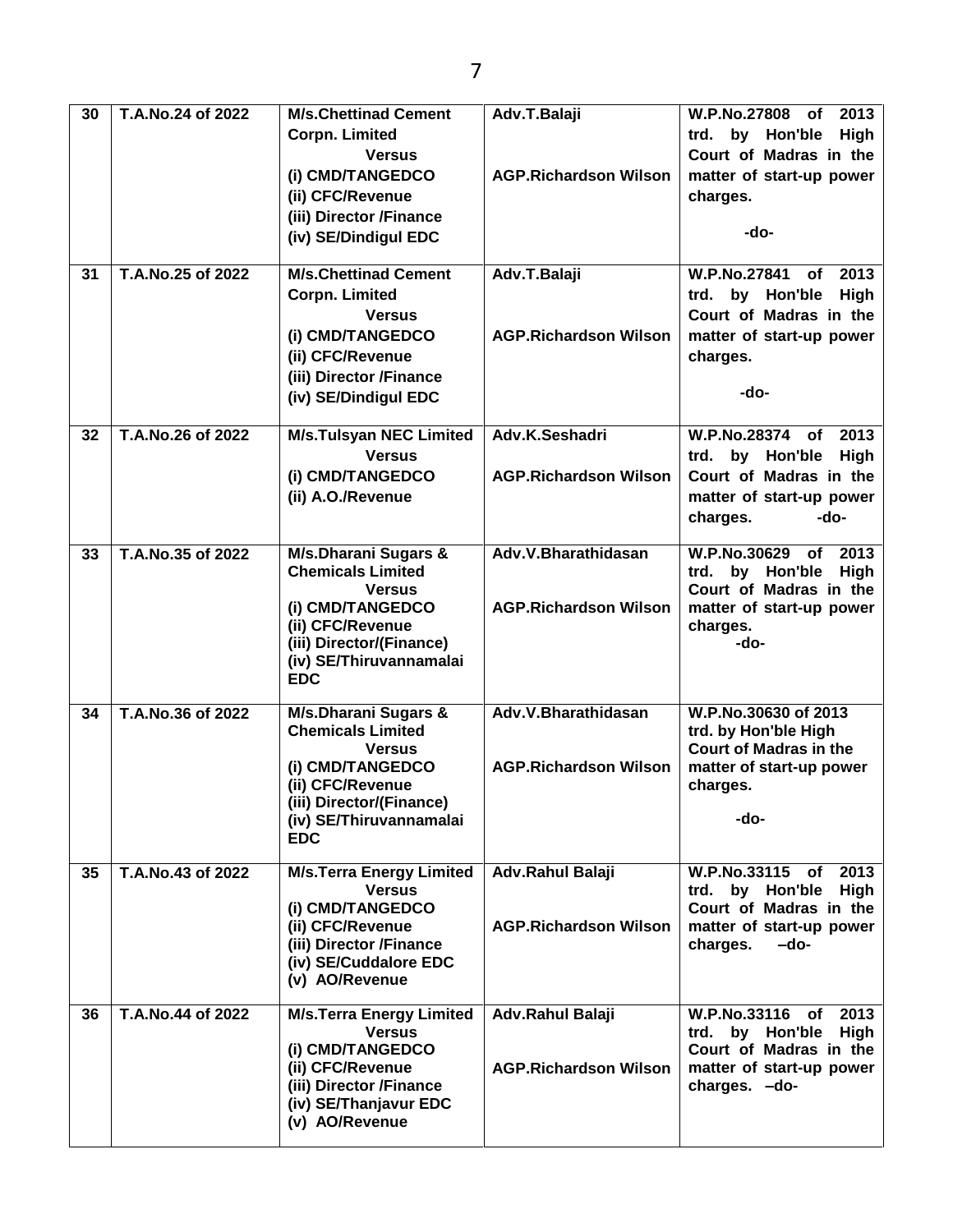| 30 | T.A.No.24 of 2022 | M/s.Chettinad Cement Corpn. Limited<br>Versus<br>(i) CMD/TANGEDCO<br>(ii) CFC/Revenue<br>(iii) Director /Finance<br>(iv) SE/Dindigul EDC | Adv.T.Balaji<br><br>AGP.Richardson Wilson | W.P.No.27808 of 2013 trd. by Hon'ble High Court of Madras in the matter of start-up power charges.<br><br>-do- |
|---|---|---|---|---|
| 31 | T.A.No.25 of 2022 | M/s.Chettinad Cement Corpn. Limited<br>Versus<br>(i) CMD/TANGEDCO<br>(ii) CFC/Revenue<br>(iii) Director /Finance<br>(iv) SE/Dindigul EDC | Adv.T.Balaji<br><br>AGP.Richardson Wilson | W.P.No.27841 of 2013 trd. by Hon'ble High Court of Madras in the matter of start-up power charges.<br><br>-do- |
| 32 | T.A.No.26 of 2022 | M/s.Tulsyan NEC Limited<br>Versus<br>(i) CMD/TANGEDCO<br>(ii) A.O./Revenue | Adv.K.Seshadri<br><br>AGP.Richardson Wilson | W.P.No.28374 of 2013 trd. by Hon'ble High Court of Madras in the matter of start-up power charges. -do- |
| 33 | T.A.No.35 of 2022 | M/s.Dharani Sugars & Chemicals Limited<br>Versus<br>(i) CMD/TANGEDCO<br>(ii) CFC/Revenue<br>(iii) Director/(Finance)<br>(iv) SE/Thiruvannamalai EDC | Adv.V.Bharathidasan<br><br>AGP.Richardson Wilson | W.P.No.30629 of 2013 trd. by Hon'ble High Court of Madras in the matter of start-up power charges.<br>-do- |
| 34 | T.A.No.36 of 2022 | M/s.Dharani Sugars & Chemicals Limited<br>Versus<br>(i) CMD/TANGEDCO<br>(ii) CFC/Revenue<br>(iii) Director/(Finance)<br>(iv) SE/Thiruvannamalai EDC | Adv.V.Bharathidasan<br><br>AGP.Richardson Wilson | W.P.No.30630 of 2013 trd. by Hon'ble High Court of Madras in the matter of start-up power charges.<br><br>-do- |
| 35 | T.A.No.43 of 2022 | M/s.Terra Energy Limited<br>Versus<br>(i) CMD/TANGEDCO<br>(ii) CFC/Revenue<br>(iii) Director /Finance<br>(iv) SE/Cuddalore EDC<br>(v) AO/Revenue | Adv.Rahul Balaji<br><br>AGP.Richardson Wilson | W.P.No.33115 of 2013 trd. by Hon'ble High Court of Madras in the matter of start-up power charges. –do- |
| 36 | T.A.No.44 of 2022 | M/s.Terra Energy Limited<br>Versus<br>(i) CMD/TANGEDCO<br>(ii) CFC/Revenue<br>(iii) Director /Finance<br>(iv) SE/Thanjavur EDC<br>(v) AO/Revenue | Adv.Rahul Balaji<br><br>AGP.Richardson Wilson | W.P.No.33116 of 2013 trd. by Hon'ble High Court of Madras in the matter of start-up power charges. –do- |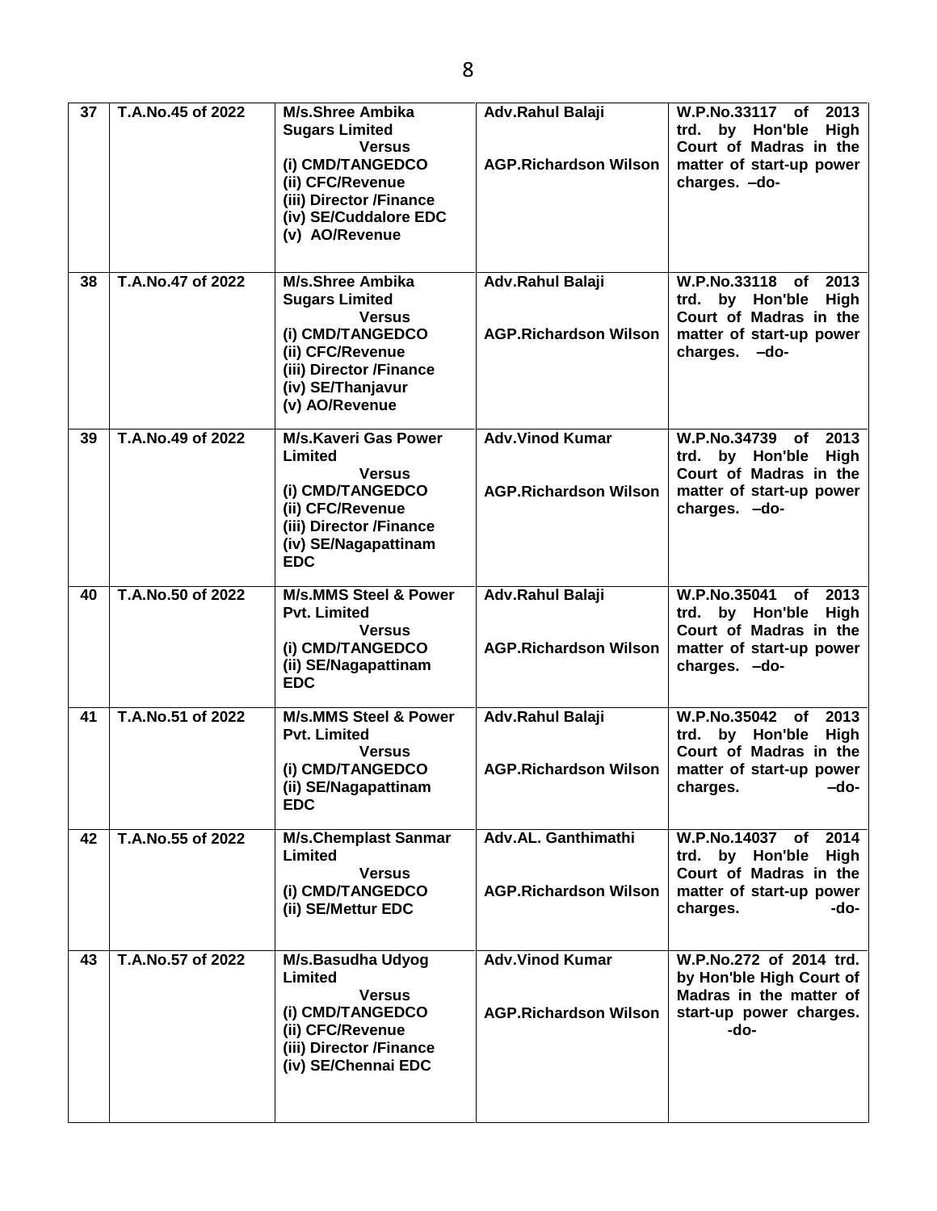| 37 | T.A.No.45 of 2022 | M/s.Shree Ambika Sugars Limited Versus (i) CMD/TANGEDCO (ii) CFC/Revenue (iii) Director /Finance (iv) SE/Cuddalore EDC (v) AO/Revenue | Adv.Rahul Balaji AGP.Richardson Wilson | W.P.No.33117 of 2013 trd. by Hon'ble High Court of Madras in the matter of start-up power charges. –do- |
|---|---|---|---|---|
| 38 | T.A.No.47 of 2022 | M/s.Shree Ambika Sugars Limited Versus (i) CMD/TANGEDCO (ii) CFC/Revenue (iii) Director /Finance (iv) SE/Thanjavur (v) AO/Revenue | Adv.Rahul Balaji AGP.Richardson Wilson | W.P.No.33118 of 2013 trd. by Hon'ble High Court of Madras in the matter of start-up power charges. –do- |
| 39 | T.A.No.49 of 2022 | M/s.Kaveri Gas Power Limited Versus (i) CMD/TANGEDCO (ii) CFC/Revenue (iii) Director /Finance (iv) SE/Nagapattinam EDC | Adv.Vinod Kumar AGP.Richardson Wilson | W.P.No.34739 of 2013 trd. by Hon'ble High Court of Madras in the matter of start-up power charges. –do- |
| 40 | T.A.No.50 of 2022 | M/s.MMS Steel & Power Pvt. Limited Versus (i) CMD/TANGEDCO (ii) SE/Nagapattinam EDC | Adv.Rahul Balaji AGP.Richardson Wilson | W.P.No.35041 of 2013 trd. by Hon'ble High Court of Madras in the matter of start-up power charges. –do- |
| 41 | T.A.No.51 of 2022 | M/s.MMS Steel & Power Pvt. Limited Versus (i) CMD/TANGEDCO (ii) SE/Nagapattinam EDC | Adv.Rahul Balaji AGP.Richardson Wilson | W.P.No.35042 of 2013 trd. by Hon'ble High Court of Madras in the matter of start-up power charges. –do- |
| 42 | T.A.No.55 of 2022 | M/s.Chemplast Sanmar Limited Versus (i) CMD/TANGEDCO (ii) SE/Mettur EDC | Adv.AL. Ganthimathi AGP.Richardson Wilson | W.P.No.14037 of 2014 trd. by Hon'ble High Court of Madras in the matter of start-up power charges. -do- |
| 43 | T.A.No.57 of 2022 | M/s.Basudha Udyog Limited Versus (i) CMD/TANGEDCO (ii) CFC/Revenue (iii) Director /Finance (iv) SE/Chennai EDC | Adv.Vinod Kumar AGP.Richardson Wilson | W.P.No.272 of 2014 trd. by Hon'ble High Court of Madras in the matter of start-up power charges. -do- |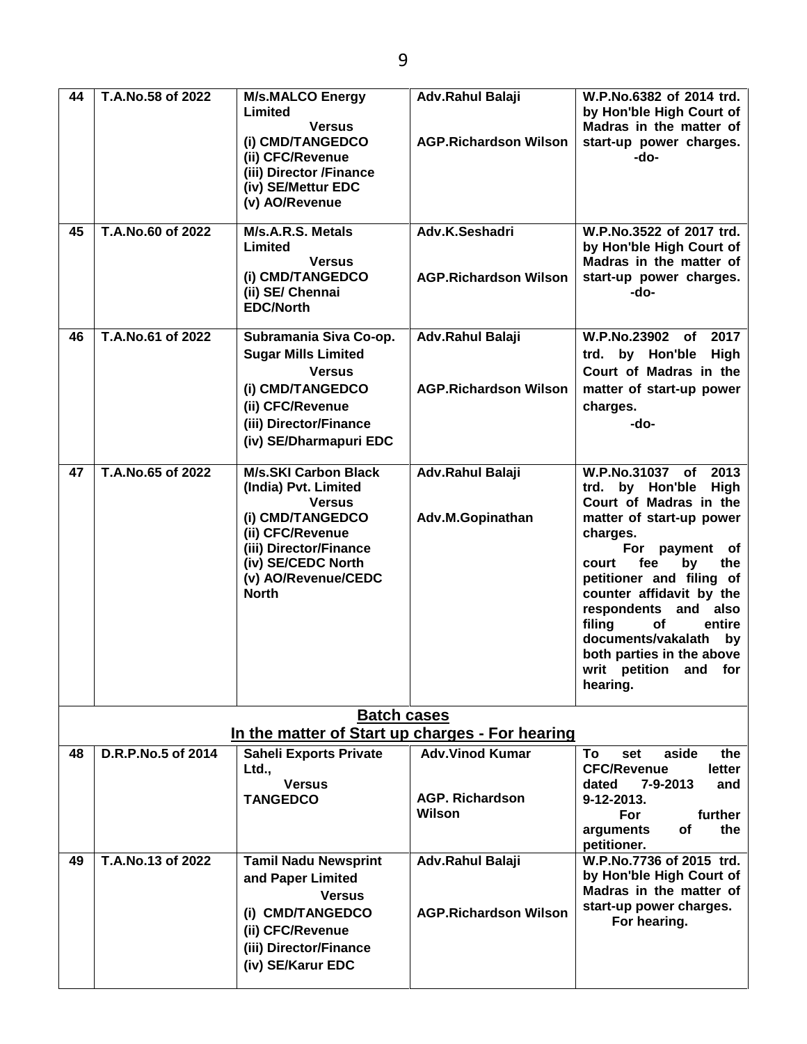| 44 | T.A.No.58 of 2022 | M/s.MALCO Energy Limited<br>Versus<br>(i) CMD/TANGEDCO<br>(ii) CFC/Revenue<br>(iii) Director /Finance<br>(iv) SE/Mettur EDC<br>(v) AO/Revenue | Adv.Rahul Balaji<br><br>AGP.Richardson Wilson | W.P.No.6382 of 2014 trd. by Hon'ble High Court of Madras in the matter of start-up power charges.<br>-do- |
|---|---|---|---|---|
| 45 | T.A.No.60 of 2022 | M/s.A.R.S. Metals Limited<br>Versus<br>(i) CMD/TANGEDCO<br>(ii) SE/ Chennai EDC/North | Adv.K.Seshadri<br><br>AGP.Richardson Wilson | W.P.No.3522 of 2017 trd. by Hon'ble High Court of Madras in the matter of start-up power charges.<br>-do- |
| 46 | T.A.No.61 of 2022 | Subramania Siva Co-op. Sugar Mills Limited<br>Versus<br>(i) CMD/TANGEDCO<br>(ii) CFC/Revenue<br>(iii) Director/Finance<br>(iv) SE/Dharmapuri EDC | Adv.Rahul Balaji<br><br>AGP.Richardson Wilson | W.P.No.23902 of 2017 trd. by Hon'ble High Court of Madras in the matter of start-up power charges.<br>-do- |
| 47 | T.A.No.65 of 2022 | M/s.SKI Carbon Black (India) Pvt. Limited<br>Versus<br>(i) CMD/TANGEDCO<br>(ii) CFC/Revenue<br>(iii) Director/Finance<br>(iv) SE/CEDC North<br>(v) AO/Revenue/CEDC North | Adv.Rahul Balaji<br><br>Adv.M.Gopinathan | W.P.No.31037 of 2013 trd. by Hon'ble High Court of Madras in the matter of start-up power charges.<br>For payment of court fee by the petitioner and filing of counter affidavit by the respondents and also filing of entire documents/vakalath by both parties in the above writ petition and for hearing. |
| | | **Batch cases**<br>**In the matter of Start up charges - For hearing** | | |
| 48 | D.R.P.No.5 of 2014 | Saheli Exports Private Ltd.,<br>Versus<br>TANGEDCO | Adv.Vinod Kumar<br><br>AGP. Richardson Wilson | To set aside the CFC/Revenue letter dated 7-9-2013 and 9-12-2013.<br>For further arguments of the petitioner. |
| 49 | T.A.No.13 of 2022 | Tamil Nadu Newsprint and Paper Limited<br>Versus<br>(i) CMD/TANGEDCO<br>(ii) CFC/Revenue<br>(iii) Director/Finance<br>(iv) SE/Karur EDC | Adv.Rahul Balaji<br><br>AGP.Richardson Wilson | W.P.No.7736 of 2015 trd. by Hon'ble High Court of Madras in the matter of start-up power charges.<br>For hearing. |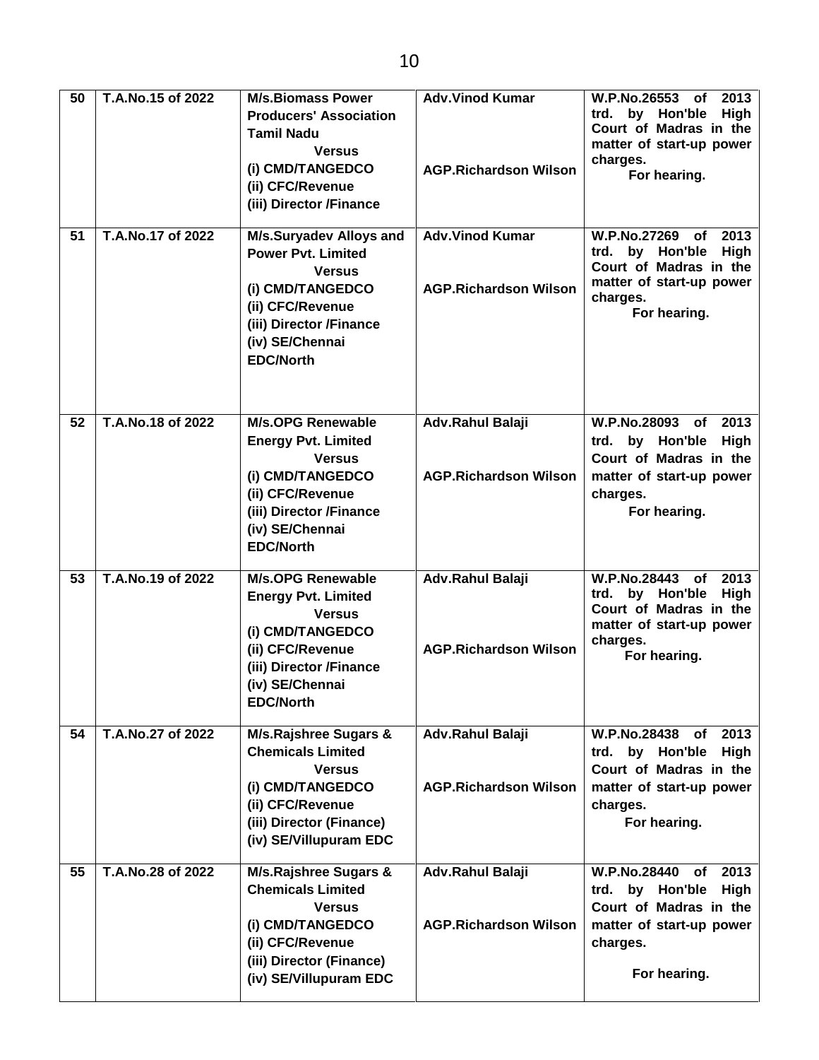| 50 | T.A.No.15 of 2022 | **M/s.Biomass Power Producers' Association Tamil Nadu** Versus (i) CMD/TANGEDCO (ii) CFC/Revenue (iii) Director /Finance | **Adv.Vinod Kumar** **AGP.Richardson Wilson** | **W.P.No.26553 of 2013 trd. by Hon'ble High Court of Madras in the matter of start-up power charges.** For hearing. |
|---|---|---|---|---|
| 51 | T.A.No.17 of 2022 | **M/s.Suryadev Alloys and Power Pvt. Limited** Versus (i) CMD/TANGEDCO (ii) CFC/Revenue (iii) Director /Finance (iv) SE/Chennai EDC/North | **Adv.Vinod Kumar** **AGP.Richardson Wilson** | **W.P.No.27269 of 2013 trd. by Hon'ble High Court of Madras in the matter of start-up power charges.** For hearing. |
| 52 | T.A.No.18 of 2022 | **M/s.OPG Renewable Energy Pvt. Limited** Versus (i) CMD/TANGEDCO (ii) CFC/Revenue (iii) Director /Finance (iv) SE/Chennai EDC/North | **Adv.Rahul Balaji** **AGP.Richardson Wilson** | **W.P.No.28093 of 2013 trd. by Hon'ble High Court of Madras in the matter of start-up power charges.** For hearing. |
| 53 | T.A.No.19 of 2022 | **M/s.OPG Renewable Energy Pvt. Limited** Versus (i) CMD/TANGEDCO (ii) CFC/Revenue (iii) Director /Finance (iv) SE/Chennai EDC/North | **Adv.Rahul Balaji** **AGP.Richardson Wilson** | **W.P.No.28443 of 2013 trd. by Hon'ble High Court of Madras in the matter of start-up power charges.** For hearing. |
| 54 | T.A.No.27 of 2022 | **M/s.Rajshree Sugars & Chemicals Limited** Versus (i) CMD/TANGEDCO (ii) CFC/Revenue (iii) Director (Finance) (iv) SE/Villupuram EDC | **Adv.Rahul Balaji** **AGP.Richardson Wilson** | **W.P.No.28438 of 2013 trd. by Hon'ble High Court of Madras in the matter of start-up power charges.** For hearing. |
| 55 | T.A.No.28 of 2022 | **M/s.Rajshree Sugars & Chemicals Limited** Versus (i) CMD/TANGEDCO (ii) CFC/Revenue (iii) Director (Finance) (iv) SE/Villupuram EDC | **Adv.Rahul Balaji** **AGP.Richardson Wilson** | **W.P.No.28440 of 2013 trd. by Hon'ble High Court of Madras in the matter of start-up power charges.** For hearing. |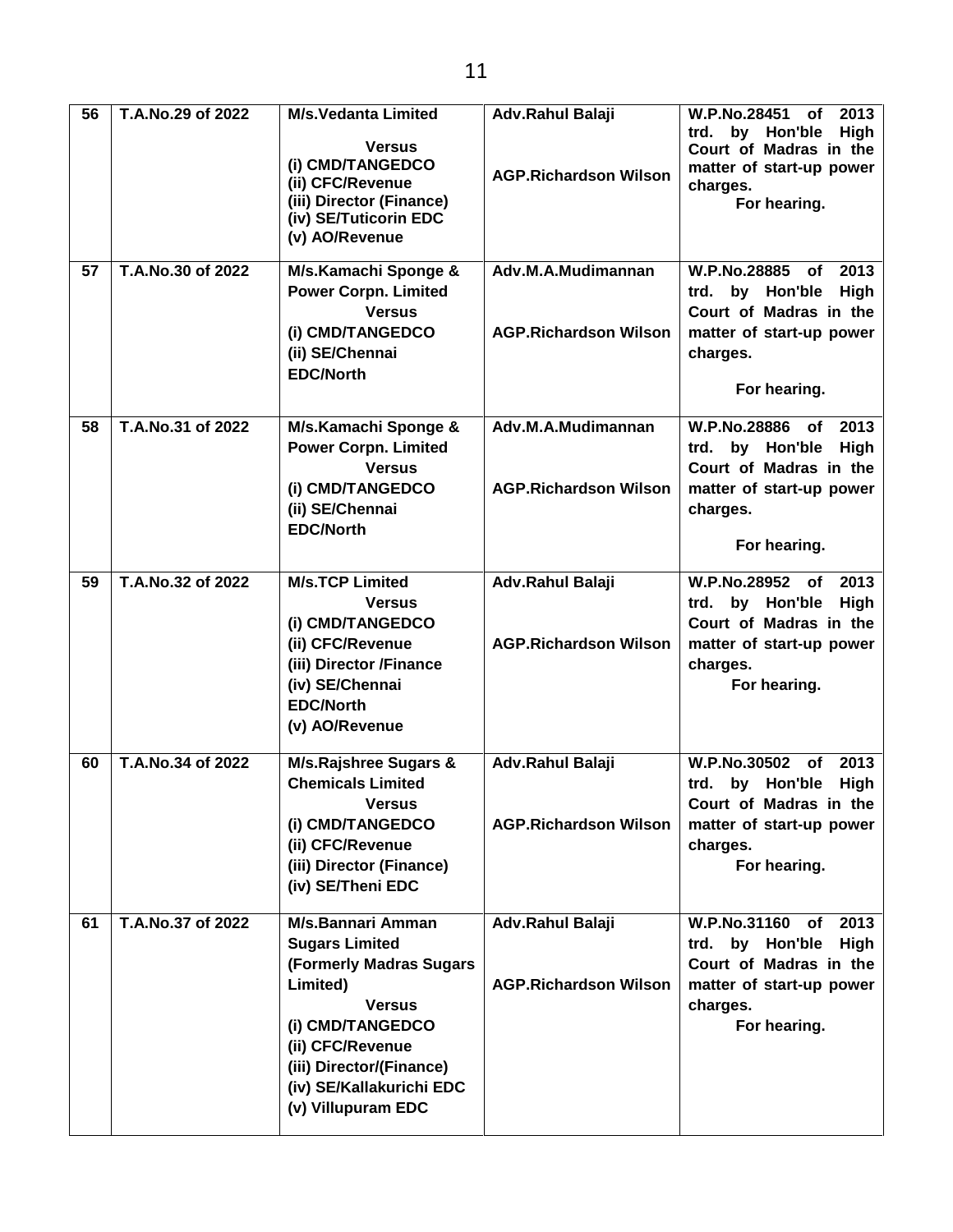| 56 | T.A.No.29 of 2022 | M/s.Vedanta Limited<br>Versus<br>(i) CMD/TANGEDCO<br>(ii) CFC/Revenue<br>(iii) Director (Finance)<br>(iv) SE/Tuticorin EDC<br>(v) AO/Revenue | Adv.Rahul Balaji<br><br>AGP.Richardson Wilson | W.P.No.28451 of 2013 trd. by Hon'ble High Court of Madras in the matter of start-up power charges.<br>For hearing. |
|---|---|---|---|---|
| 57 | T.A.No.30 of 2022 | M/s.Kamachi Sponge & Power Corpn. Limited<br>Versus<br>(i) CMD/TANGEDCO<br>(ii) SE/Chennai EDC/North | Adv.M.A.Mudimannan<br><br>AGP.Richardson Wilson | W.P.No.28885 of 2013 trd. by Hon'ble High Court of Madras in the matter of start-up power charges.<br>For hearing. |
| 58 | T.A.No.31 of 2022 | M/s.Kamachi Sponge & Power Corpn. Limited<br>Versus<br>(i) CMD/TANGEDCO<br>(ii) SE/Chennai EDC/North | Adv.M.A.Mudimannan<br><br>AGP.Richardson Wilson | W.P.No.28886 of 2013 trd. by Hon'ble High Court of Madras in the matter of start-up power charges.<br>For hearing. |
| 59 | T.A.No.32 of 2022 | M/s.TCP Limited<br>Versus<br>(i) CMD/TANGEDCO<br>(ii) CFC/Revenue<br>(iii) Director /Finance<br>(iv) SE/Chennai EDC/North<br>(v) AO/Revenue | Adv.Rahul Balaji<br><br>AGP.Richardson Wilson | W.P.No.28952 of 2013 trd. by Hon'ble High Court of Madras in the matter of start-up power charges.<br>For hearing. |
| 60 | T.A.No.34 of 2022 | M/s.Rajshree Sugars & Chemicals Limited<br>Versus<br>(i) CMD/TANGEDCO<br>(ii) CFC/Revenue<br>(iii) Director (Finance)<br>(iv) SE/Theni EDC | Adv.Rahul Balaji<br><br>AGP.Richardson Wilson | W.P.No.30502 of 2013 trd. by Hon'ble High Court of Madras in the matter of start-up power charges.<br>For hearing. |
| 61 | T.A.No.37 of 2022 | M/s.Bannari Amman Sugars Limited (Formerly Madras Sugars Limited)<br>Versus<br>(i) CMD/TANGEDCO<br>(ii) CFC/Revenue<br>(iii) Director/(Finance)<br>(iv) SE/Kallakurichi EDC<br>(v) Villupuram EDC | Adv.Rahul Balaji<br><br>AGP.Richardson Wilson | W.P.No.31160 of 2013 trd. by Hon'ble High Court of Madras in the matter of start-up power charges.<br>For hearing. |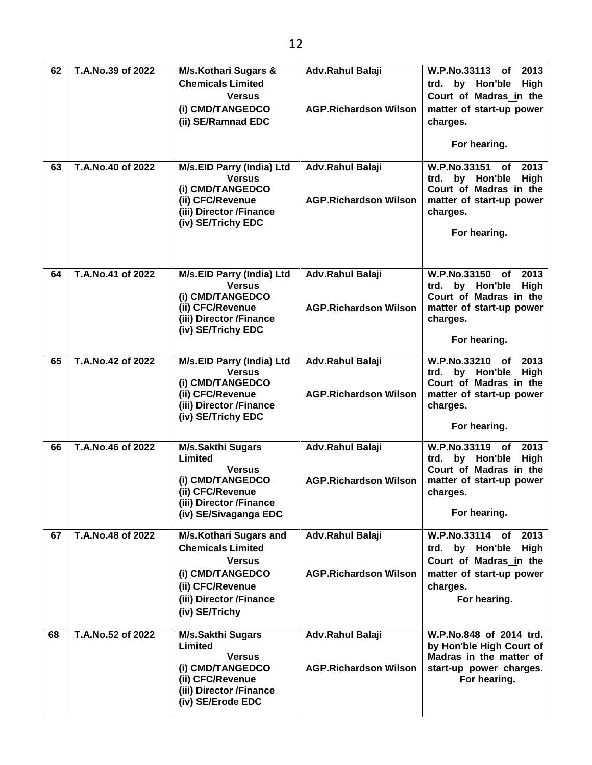| 62 | T.A.No.39 of 2022 | M/s.Kothari Sugars & Chemicals Limited<br>Versus<br>(i) CMD/TANGEDCO<br>(ii) SE/Ramnad EDC | Adv.Rahul Balaji<br><br>AGP.Richardson Wilson | W.P.No.33113 of 2013 trd. by Hon'ble High Court of Madras in the matter of start-up power charges.<br><br>For hearing. |
|---|---|---|---|---|
| 63 | T.A.No.40 of 2022 | M/s.EID Parry (India) Ltd<br>Versus<br>(i) CMD/TANGEDCO<br>(ii) CFC/Revenue<br>(iii) Director /Finance<br>(iv) SE/Trichy EDC | Adv.Rahul Balaji<br><br>AGP.Richardson Wilson | W.P.No.33151 of 2013 trd. by Hon'ble High Court of Madras in the matter of start-up power charges.<br><br>For hearing. |
| 64 | T.A.No.41 of 2022 | M/s.EID Parry (India) Ltd<br>Versus<br>(i) CMD/TANGEDCO<br>(ii) CFC/Revenue<br>(iii) Director /Finance<br>(iv) SE/Trichy EDC | Adv.Rahul Balaji<br><br>AGP.Richardson Wilson | W.P.No.33150 of 2013 trd. by Hon'ble High Court of Madras in the matter of start-up power charges.<br><br>For hearing. |
| 65 | T.A.No.42 of 2022 | M/s.EID Parry (India) Ltd<br>Versus<br>(i) CMD/TANGEDCO<br>(ii) CFC/Revenue<br>(iii) Director /Finance<br>(iv) SE/Trichy EDC | Adv.Rahul Balaji<br><br>AGP.Richardson Wilson | W.P.No.33210 of 2013 trd. by Hon'ble High Court of Madras in the matter of start-up power charges.<br><br>For hearing. |
| 66 | T.A.No.46 of 2022 | M/s.Sakthi Sugars Limited<br>Versus<br>(i) CMD/TANGEDCO<br>(ii) CFC/Revenue<br>(iii) Director /Finance<br>(iv) SE/Sivaganga EDC | Adv.Rahul Balaji<br><br>AGP.Richardson Wilson | W.P.No.33119 of 2013 trd. by Hon'ble High Court of Madras in the matter of start-up power charges.<br><br>For hearing. |
| 67 | T.A.No.48 of 2022 | M/s.Kothari Sugars and Chemicals Limited<br>Versus<br>(i) CMD/TANGEDCO<br>(ii) CFC/Revenue<br>(iii) Director /Finance<br>(iv) SE/Trichy | Adv.Rahul Balaji<br><br>AGP.Richardson Wilson | W.P.No.33114 of 2013 trd. by Hon'ble High Court of Madras in the matter of start-up power charges.<br>For hearing. |
| 68 | T.A.No.52 of 2022 | M/s.Sakthi Sugars Limited<br>Versus<br>(i) CMD/TANGEDCO<br>(ii) CFC/Revenue<br>(iii) Director /Finance<br>(iv) SE/Erode EDC | Adv.Rahul Balaji<br><br>AGP.Richardson Wilson | W.P.No.848 of 2014 trd. by Hon'ble High Court of Madras in the matter of start-up power charges.<br>For hearing. |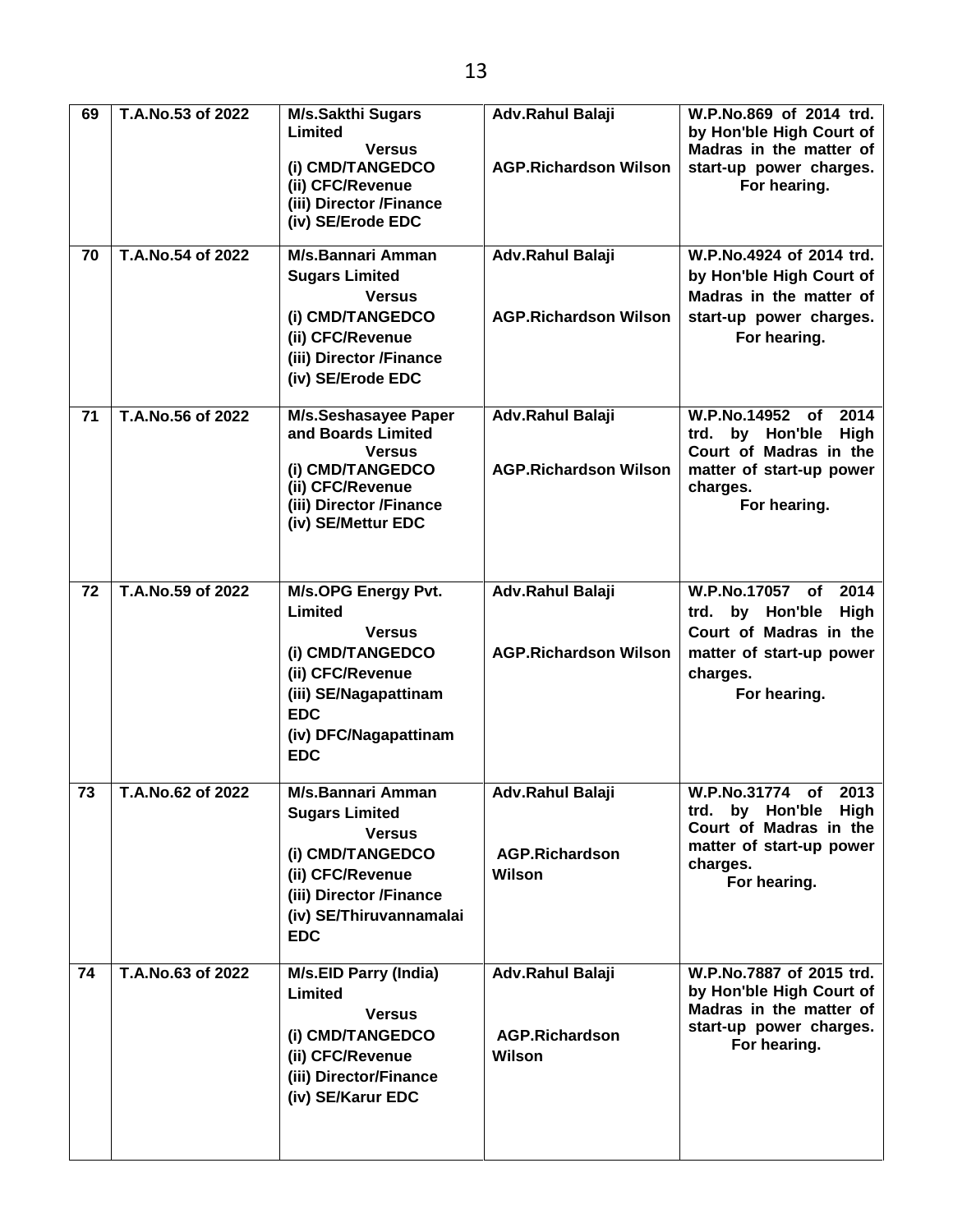| 69 | T.A.No.53 of 2022 | **M/s.Sakthi Sugars Limited**<br>**Versus**<br>(i) CMD/TANGEDCO<br>(ii) CFC/Revenue<br>(iii) Director /Finance<br>(iv) SE/Erode EDC | Adv.Rahul Balaji<br><br>AGP.Richardson Wilson | W.P.No.869 of 2014 trd. by Hon'ble High Court of Madras in the matter of start-up power charges.<br>For hearing. |
|---|---|---|---|---|
| 70 | T.A.No.54 of 2022 | **M/s.Bannari Amman Sugars Limited**<br>**Versus**<br>(i) CMD/TANGEDCO<br>(ii) CFC/Revenue<br>(iii) Director /Finance<br>(iv) SE/Erode EDC | Adv.Rahul Balaji<br><br>AGP.Richardson Wilson | W.P.No.4924 of 2014 trd. by Hon'ble High Court of Madras in the matter of start-up power charges.<br>For hearing. |
| 71 | T.A.No.56 of 2022 | **M/s.Seshasayee Paper and Boards Limited**<br>**Versus**<br>(i) CMD/TANGEDCO<br>(ii) CFC/Revenue<br>(iii) Director /Finance<br>(iv) SE/Mettur EDC | Adv.Rahul Balaji<br><br>AGP.Richardson Wilson | W.P.No.14952 of 2014 trd. by Hon'ble High Court of Madras in the matter of start-up power charges.<br>For hearing. |
| 72 | T.A.No.59 of 2022 | **M/s.OPG Energy Pvt. Limited**<br>**Versus**<br>(i) CMD/TANGEDCO<br>(ii) CFC/Revenue<br>(iii) SE/Nagapattinam EDC<br>(iv) DFC/Nagapattinam EDC | Adv.Rahul Balaji<br><br>AGP.Richardson Wilson | W.P.No.17057 of 2014 trd. by Hon'ble High Court of Madras in the matter of start-up power charges.<br>For hearing. |
| 73 | T.A.No.62 of 2022 | **M/s.Bannari Amman Sugars Limited**<br>**Versus**<br>(i) CMD/TANGEDCO<br>(ii) CFC/Revenue<br>(iii) Director /Finance<br>(iv) SE/Thiruvannamalai EDC | Adv.Rahul Balaji<br><br>AGP.Richardson Wilson | W.P.No.31774 of 2013 trd. by Hon'ble High Court of Madras in the matter of start-up power charges.<br>For hearing. |
| 74 | T.A.No.63 of 2022 | **M/s.EID Parry (India) Limited**<br>**Versus**<br>(i) CMD/TANGEDCO<br>(ii) CFC/Revenue<br>(iii) Director/Finance<br>(iv) SE/Karur EDC | Adv.Rahul Balaji<br><br>AGP.Richardson Wilson | W.P.No.7887 of 2015 trd. by Hon'ble High Court of Madras in the matter of start-up power charges.<br>For hearing. |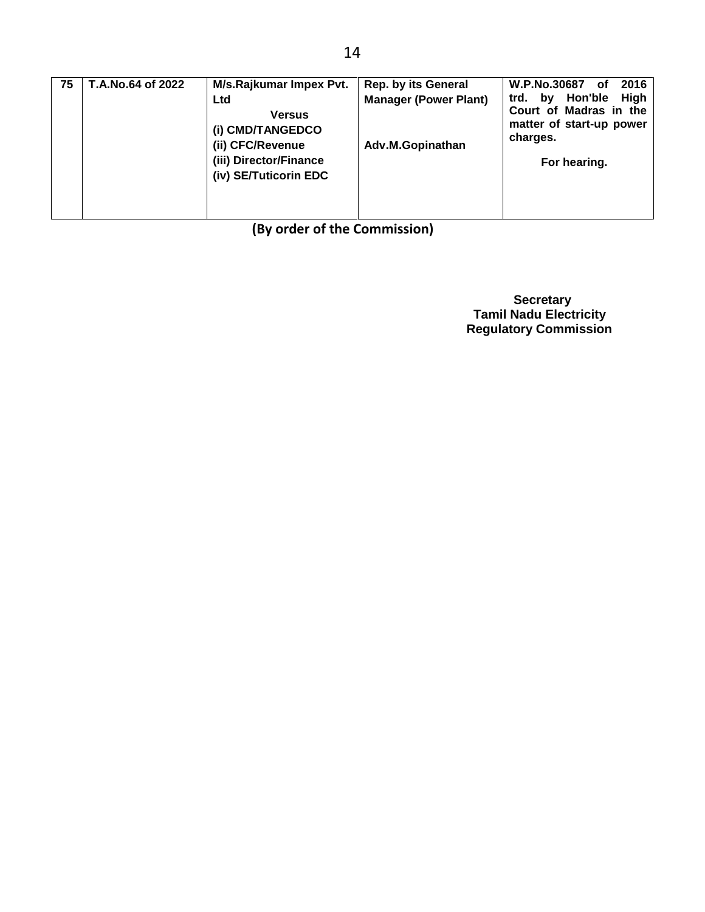| | | | | |
|---|---|---|---|---|
| **75** | **T.A.No.64 of 2022** | **M/s.Rajkumar Impex Pvt. Ltd**<br>**Versus**<br>**(i) CMD/TANGEDCO**<br>**(ii) CFC/Revenue**<br>**(iii) Director/Finance**<br>**(iv) SE/Tuticorin EDC** | **Rep. by its General Manager (Power Plant)**<br><br>**Adv.M.Gopinathan** | **W.P.No.30687 of 2016 trd. by Hon'ble High Court of Madras in the matter of start-up power charges.**<br><br>**For hearing.** |

**(By order of the Commission)**

**Secretary**
**Tamil Nadu Electricity Regulatory Commission**